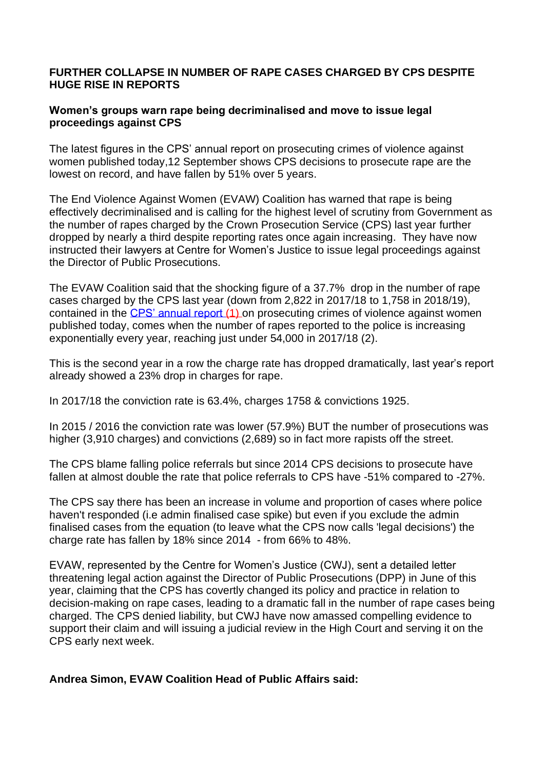**FURTHER COLLAPSE IN NUMBER OF RAPE CASES CHARGED BY CPS DESPITE HUGE RISE IN REPORTS**

**Women's groups warn rape being decriminalised and move to issue legal proceedings against CPS**

The latest figures in the CPS' annual report on prosecuting crimes of violence against women published today,12 September shows CPS decisions to prosecute rape are the lowest on record, and have fallen by 51% over 5 years.

The End Violence Against Women (EVAW) Coalition has warned that rape is being effectively decriminalised and is calling for the highest level of scrutiny from Government as the number of rapes charged by the Crown Prosecution Service (CPS) last year further dropped by nearly a third despite reporting rates once again increasing. They have now instructed their lawyers at Centre for Women's Justice to issue legal proceedings against the Director of Public Prosecutions.

The EVAW Coalition said that the shocking figure of a 37.7% drop in the number of rape cases charged by the CPS last year (down from 2,822 in 2017/18 to 1,758 in 2018/19), contained in the [CPS' annual report (1)] on prosecuting crimes of violence against women published today, comes when the number of rapes reported to the police is increasing exponentially every year, reaching just under 54,000 in 2017/18 (2).

This is the second year in a row the charge rate has dropped dramatically, last year's report already showed a 23% drop in charges for rape.

In 2017/18 the conviction rate is 63.4%, charges 1758 & convictions 1925.

In 2015 / 2016 the conviction rate was lower (57.9%) BUT the number of prosecutions was higher (3,910 charges) and convictions (2,689) so in fact more rapists off the street.

The CPS blame falling police referrals but since 2014 CPS decisions to prosecute have fallen at almost double the rate that police referrals to CPS have -51% compared to -27%.

The CPS say there has been an increase in volume and proportion of cases where police haven't responded (i.e admin finalised case spike) but even if you exclude the admin finalised cases from the equation (to leave what the CPS now calls 'legal decisions') the charge rate has fallen by 18% since 2014 - from 66% to 48%.

EVAW, represented by the Centre for Women's Justice (CWJ), sent a detailed letter threatening legal action against the Director of Public Prosecutions (DPP) in June of this year, claiming that the CPS has covertly changed its policy and practice in relation to decision-making on rape cases, leading to a dramatic fall in the number of rape cases being charged. The CPS denied liability, but CWJ have now amassed compelling evidence to support their claim and will issuing a judicial review in the High Court and serving it on the CPS early next week.

**Andrea Simon, EVAW Coalition Head of Public Affairs said:**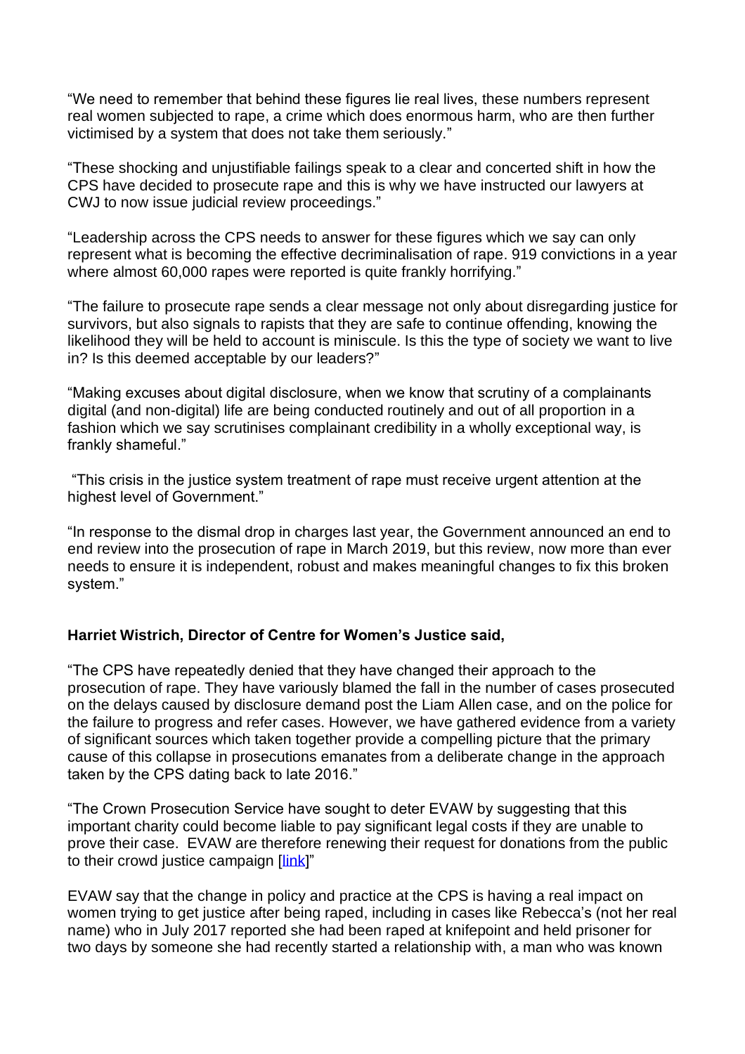"We need to remember that behind these figures lie real lives, these numbers represent real women subjected to rape, a crime which does enormous harm, who are then further victimised by a system that does not take them seriously."

"These shocking and unjustifiable failings speak to a clear and concerted shift in how the CPS have decided to prosecute rape and this is why we have instructed our lawyers at CWJ to now issue judicial review proceedings."

"Leadership across the CPS needs to answer for these figures which we say can only represent what is becoming the effective decriminalisation of rape. 919 convictions in a year where almost 60,000 rapes were reported is quite frankly horrifying."

"The failure to prosecute rape sends a clear message not only about disregarding justice for survivors, but also signals to rapists that they are safe to continue offending, knowing the likelihood they will be held to account is miniscule. Is this the type of society we want to live in? Is this deemed acceptable by our leaders?"

"Making excuses about digital disclosure, when we know that scrutiny of a complainants digital (and non-digital) life are being conducted routinely and out of all proportion in a fashion which we say scrutinises complainant credibility in a wholly exceptional way, is frankly shameful."

"This crisis in the justice system treatment of rape must receive urgent attention at the highest level of Government."

"In response to the dismal drop in charges last year, the Government announced an end to end review into the prosecution of rape in March 2019, but this review, now more than ever needs to ensure it is independent, robust and makes meaningful changes to fix this broken system."

**Harriet Wistrich, Director of Centre for Women's Justice said,**

"The CPS have repeatedly denied that they have changed their approach to the prosecution of rape. They have variously blamed the fall in the number of cases prosecuted on the delays caused by disclosure demand post the Liam Allen case, and on the police for the failure to progress and refer cases. However, we have gathered evidence from a variety of significant sources which taken together provide a compelling picture that the primary cause of this collapse in prosecutions emanates from a deliberate change in the approach taken by the CPS dating back to late 2016."

"The Crown Prosecution Service have sought to deter EVAW by suggesting that this important charity could become liable to pay significant legal costs if they are unable to prove their case. EVAW are therefore renewing their request for donations from the public to their crowd justice campaign [link]"

EVAW say that the change in policy and practice at the CPS is having a real impact on women trying to get justice after being raped, including in cases like Rebecca's (not her real name) who in July 2017 reported she had been raped at knifepoint and held prisoner for two days by someone she had recently started a relationship with, a man who was known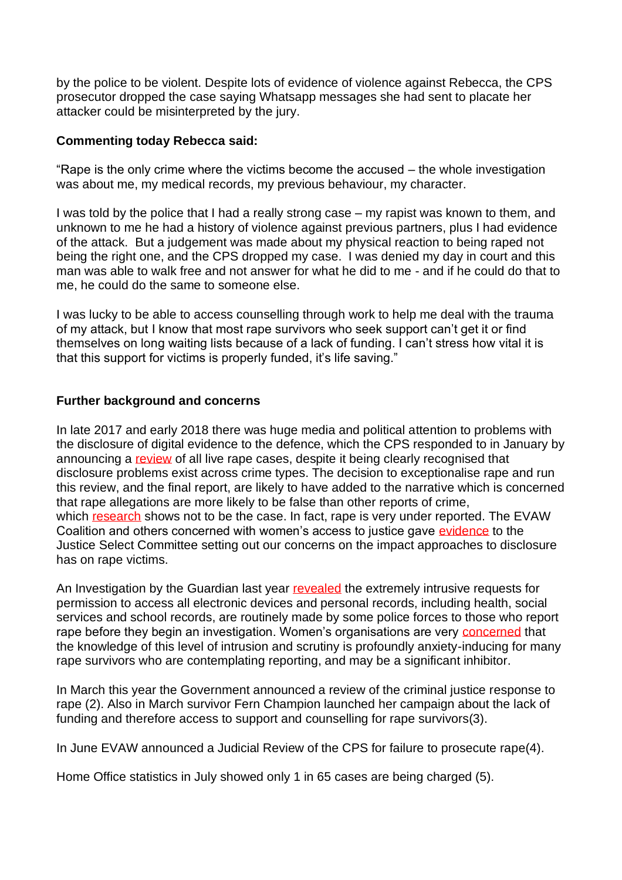by the police to be violent. Despite lots of evidence of violence against Rebecca, the CPS prosecutor dropped the case saying Whatsapp messages she had sent to placate her attacker could be misinterpreted by the jury.

**Commenting today Rebecca said:**

"Rape is the only crime where the victims become the accused – the whole investigation was about me, my medical records, my previous behaviour, my character.

I was told by the police that I had a really strong case – my rapist was known to them, and unknown to me he had a history of violence against previous partners, plus I had evidence of the attack. But a judgement was made about my physical reaction to being raped not being the right one, and the CPS dropped my case. I was denied my day in court and this man was able to walk free and not answer for what he did to me - and if he could do that to me, he could do the same to someone else.

I was lucky to be able to access counselling through work to help me deal with the trauma of my attack, but I know that most rape survivors who seek support can't get it or find themselves on long waiting lists because of a lack of funding. I can't stress how vital it is that this support for victims is properly funded, it's life saving."

**Further background and concerns**

In late 2017 and early 2018 there was huge media and political attention to problems with the disclosure of digital evidence to the defence, which the CPS responded to in January by announcing a review of all live rape cases, despite it being clearly recognised that disclosure problems exist across crime types. The decision to exceptionalise rape and run this review, and the final report, are likely to have added to the narrative which is concerned that rape allegations are more likely to be false than other reports of crime, which research shows not to be the case. In fact, rape is very under reported. The EVAW Coalition and others concerned with women's access to justice gave evidence to the Justice Select Committee setting out our concerns on the impact approaches to disclosure has on rape victims.

An Investigation by the Guardian last year revealed the extremely intrusive requests for permission to access all electronic devices and personal records, including health, social services and school records, are routinely made by some police forces to those who report rape before they begin an investigation. Women's organisations are very concerned that the knowledge of this level of intrusion and scrutiny is profoundly anxiety-inducing for many rape survivors who are contemplating reporting, and may be a significant inhibitor.

In March this year the Government announced a review of the criminal justice response to rape (2). Also in March survivor Fern Champion launched her campaign about the lack of funding and therefore access to support and counselling for rape survivors(3).

In June EVAW announced a Judicial Review of the CPS for failure to prosecute rape(4).

Home Office statistics in July showed only 1 in 65 cases are being charged (5).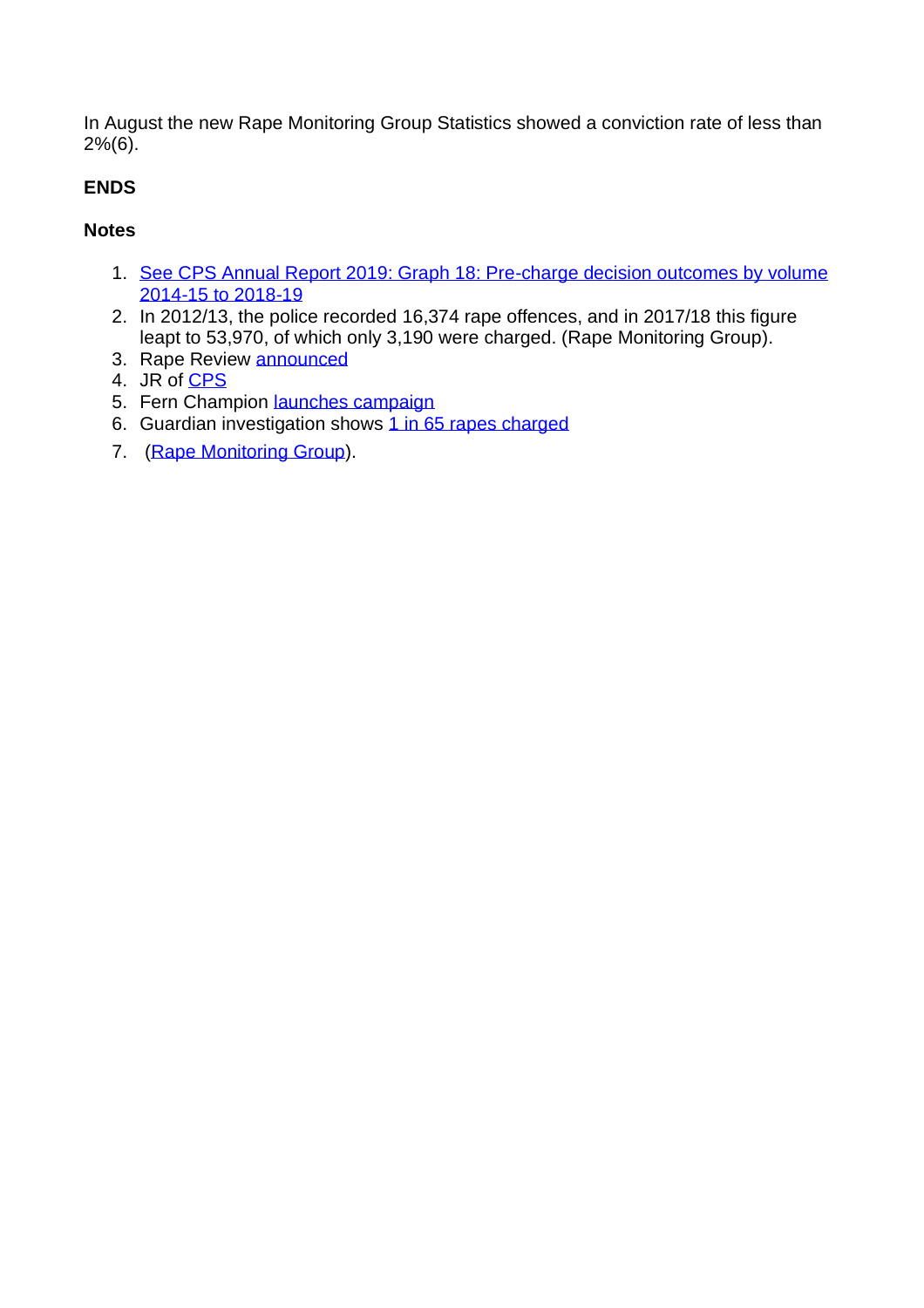In August the new Rape Monitoring Group Statistics showed a conviction rate of less than 2%(6).

**ENDS**

**Notes**

1. See CPS Annual Report 2019: Graph 18: Pre-charge decision outcomes by volume 2014-15 to 2018-19
2. In 2012/13, the police recorded 16,374 rape offences, and in 2017/18 this figure leapt to 53,970, of which only 3,190 were charged. (Rape Monitoring Group).
3. Rape Review announced
4. JR of CPS
5. Fern Champion launches campaign
6. Guardian investigation shows 1 in 65 rapes charged
7. (Rape Monitoring Group).